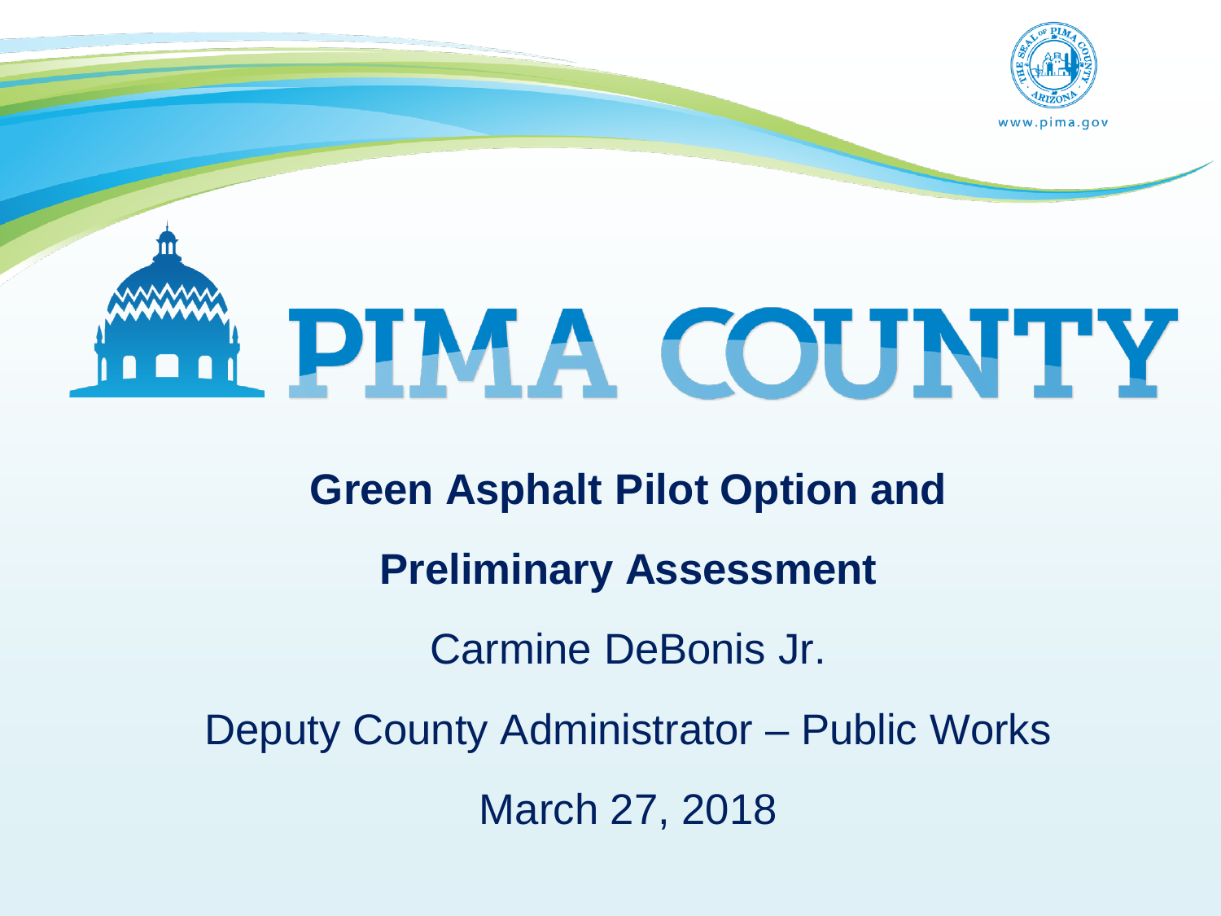# PIMA COUNTY

## Green Asphalt Pilot Option and Preliminary Assessment

Carmine DeBonis Jr.

Deputy County Administrator – Public Works

March 27, 2018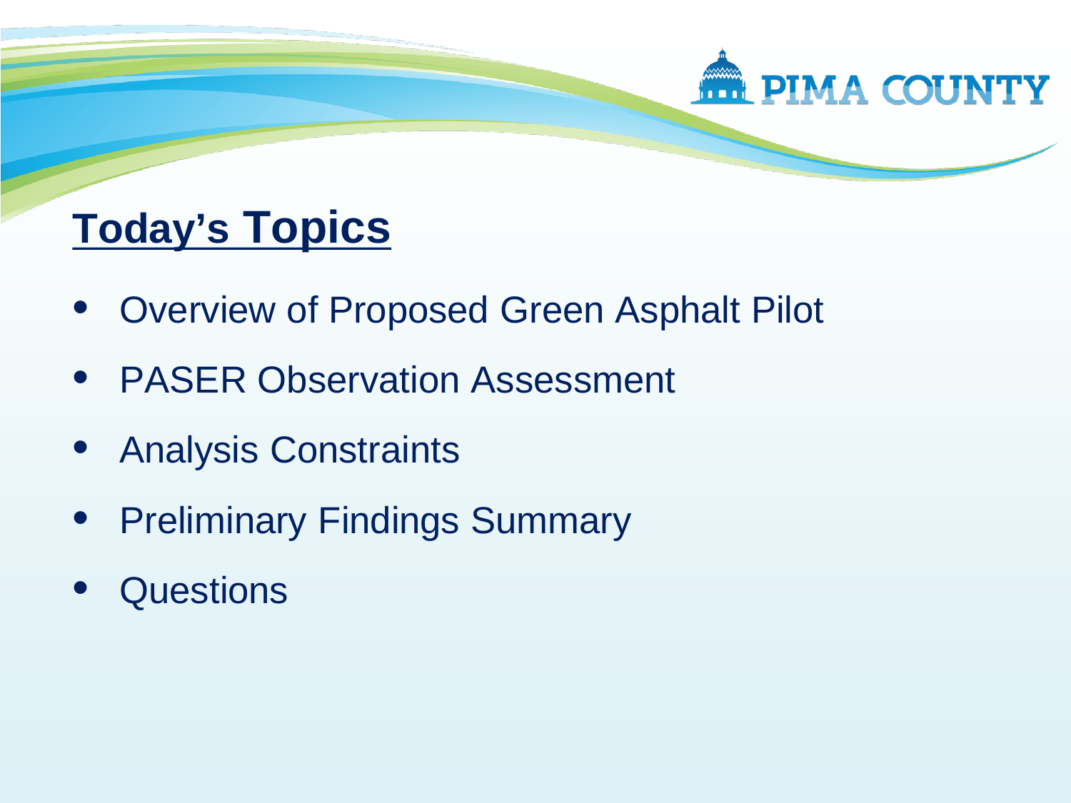## Today's Topics

- Overview of Proposed Green Asphalt Pilot
- PASER Observation Assessment
- Analysis Constraints
- Preliminary Findings Summary
- Questions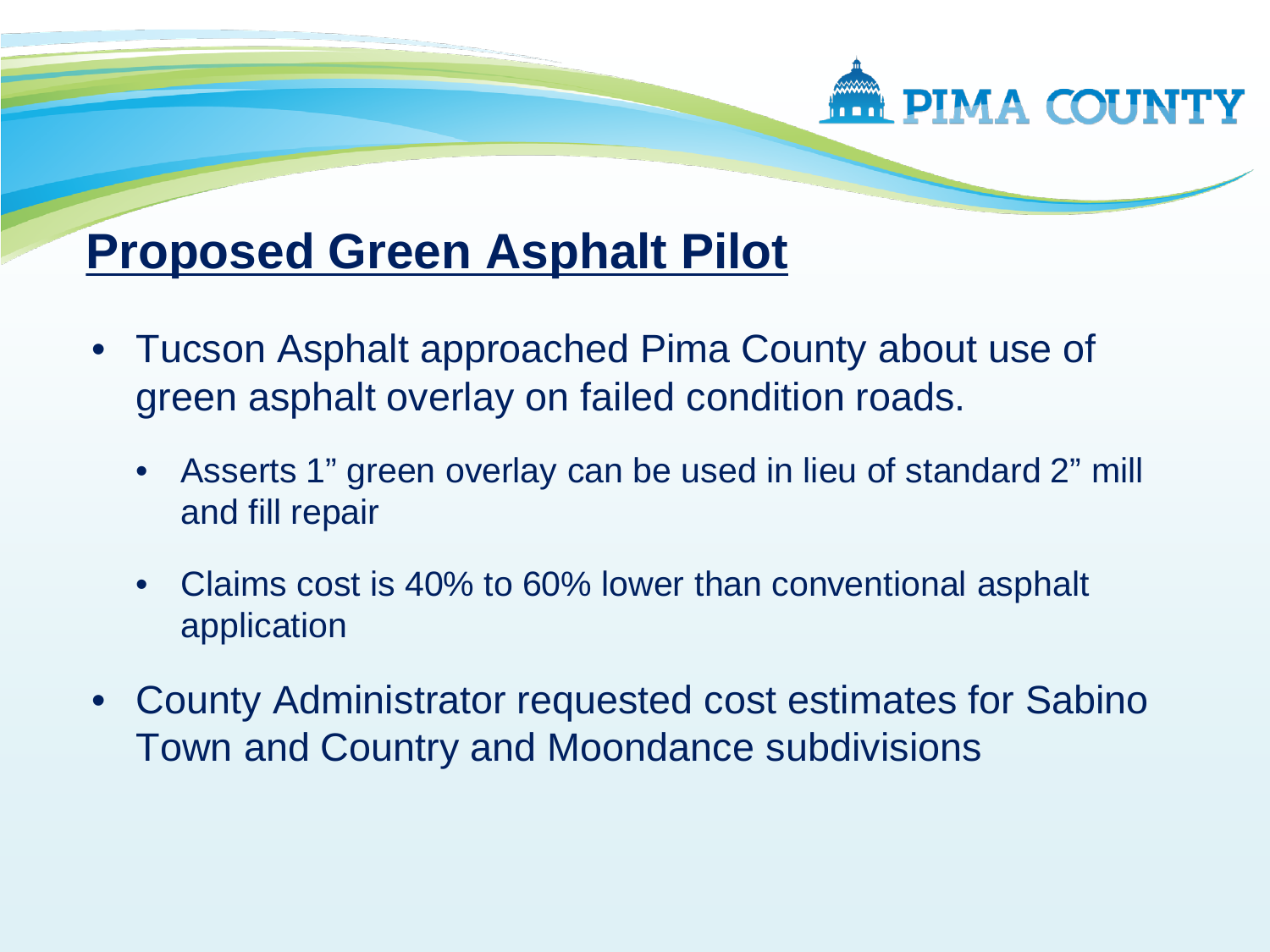## Proposed Green Asphalt Pilot

- Tucson Asphalt approached Pima County about use of green asphalt overlay on failed condition roads.
  - Asserts 1" green overlay can be used in lieu of standard 2" mill and fill repair
  - Claims cost is 40% to 60% lower than conventional asphalt application
- County Administrator requested cost estimates for Sabino Town and Country and Moondance subdivisions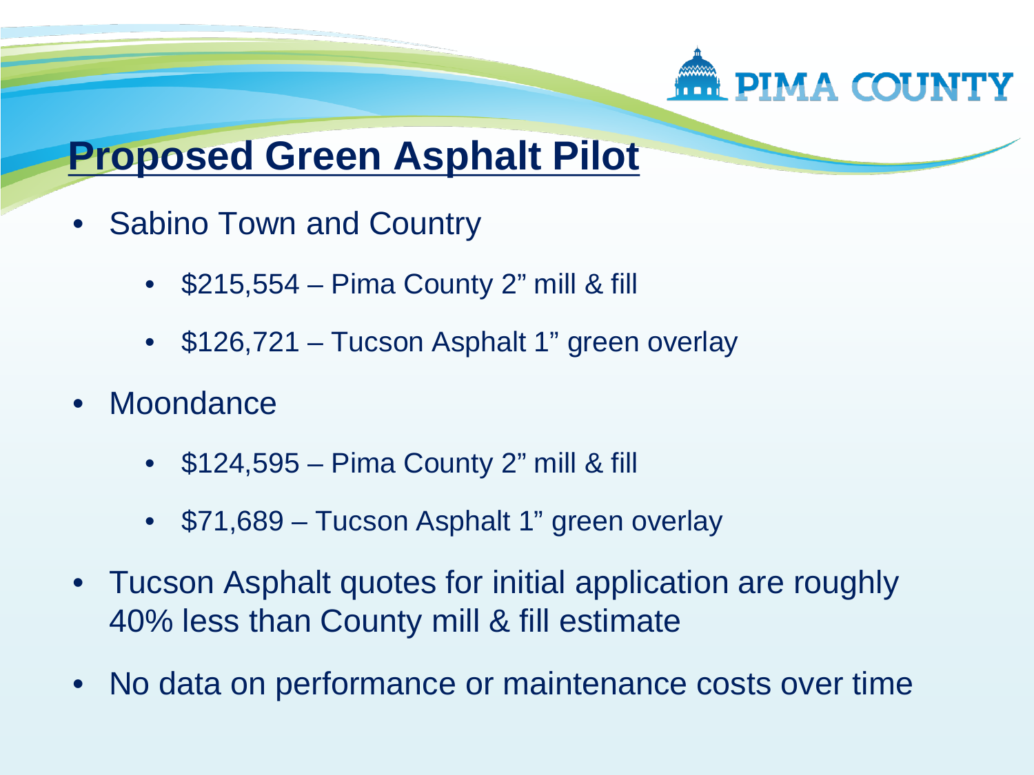# Proposed Green Asphalt Pilot

- Sabino Town and Country
  - $215,554 – Pima County 2" mill & fill
  - $126,721 – Tucson Asphalt 1" green overlay
- Moondance
  - $124,595 – Pima County 2" mill & fill
  - $71,689 – Tucson Asphalt 1" green overlay
- Tucson Asphalt quotes for initial application are roughly 40% less than County mill & fill estimate
- No data on performance or maintenance costs over time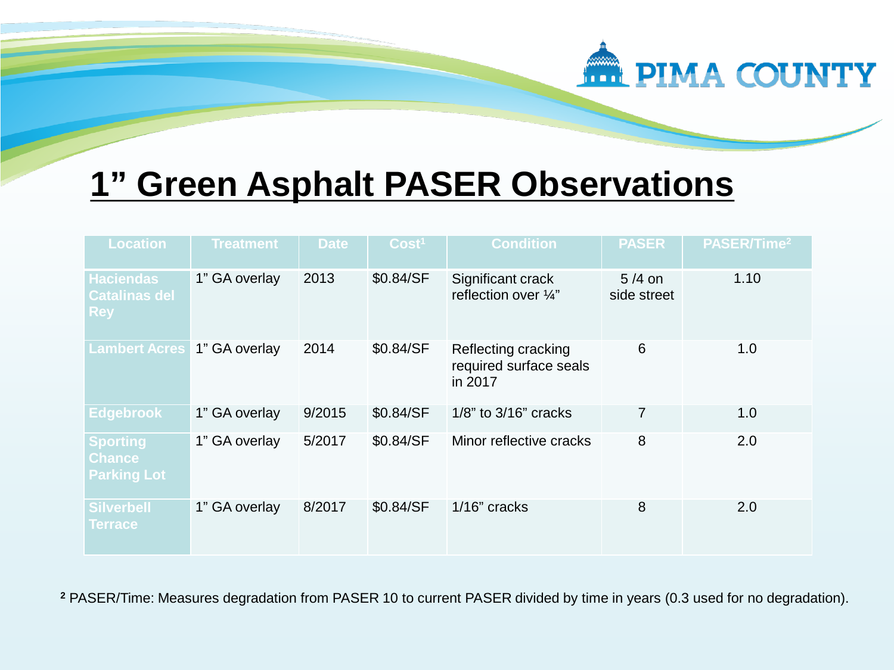# 1" Green Asphalt PASER Observations

| Location | Treatment | Date | Cost[1] | Condition | PASER | PASER/Time[2] |
|---|---|---|---|---|---|---|
| Haciendas Catalinas del Rey | 1" GA overlay | 2013 | $0.84/SF | Significant crack reflection over ¼" | 5 /4 on side street | 1.10 |
| Lambert Acres | 1" GA overlay | 2014 | $0.84/SF | Reflecting cracking required surface seals in 2017 | 6 | 1.0 |
| Edgebrook | 1" GA overlay | 9/2015 | $0.84/SF | 1/8" to 3/16" cracks | 7 | 1.0 |
| Sporting Chance Parking Lot | 1" GA overlay | 5/2017 | $0.84/SF | Minor reflective cracks | 8 | 2.0 |
| Silverbell Terrace | 1" GA overlay | 8/2017 | $0.84/SF | 1/16" cracks | 8 | 2.0 |

[2] PASER/Time: Measures degradation from PASER 10 to current PASER divided by time in years (0.3 used for no degradation).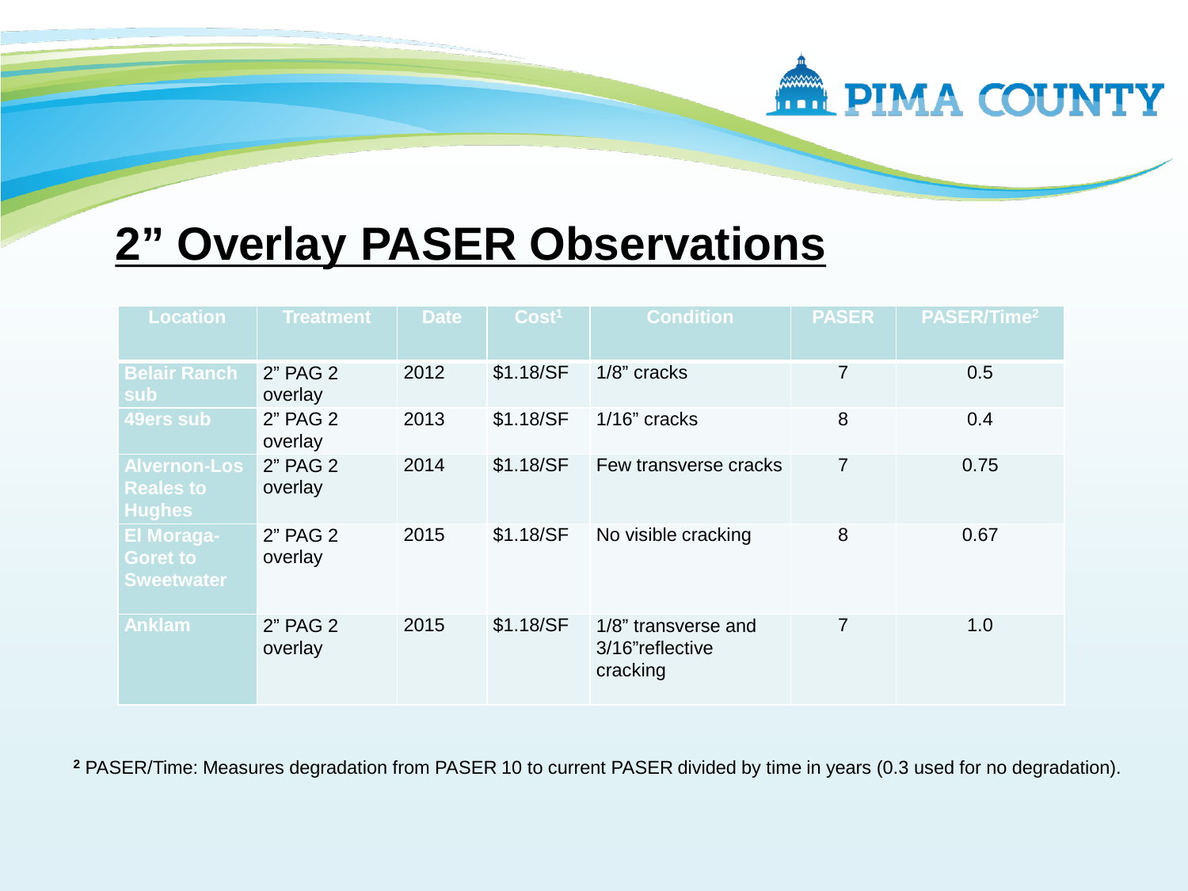## 2” Overlay PASER Observations

| Location | Treatment | Date | Cost[1] | Condition | PASER | PASER/Time[2] |
|---|---|---|---|---|---|---|
| Belair Ranch sub | 2” PAG 2 overlay | 2012 | $1.18/SF | 1/8” cracks | 7 | 0.5 |
| 49ers sub | 2” PAG 2 overlay | 2013 | $1.18/SF | 1/16” cracks | 8 | 0.4 |
| Alvernon-Los Reales to Hughes | 2” PAG 2 overlay | 2014 | $1.18/SF | Few transverse cracks | 7 | 0.75 |
| El Moraga-Goret to Sweetwater | 2” PAG 2 overlay | 2015 | $1.18/SF | No visible cracking | 8 | 0.67 |
| Anklam | 2” PAG 2 overlay | 2015 | $1.18/SF | 1/8” transverse and 3/16”reflective cracking | 7 | 1.0 |

[2] PASER/Time: Measures degradation from PASER 10 to current PASER divided by time in years (0.3 used for no degradation).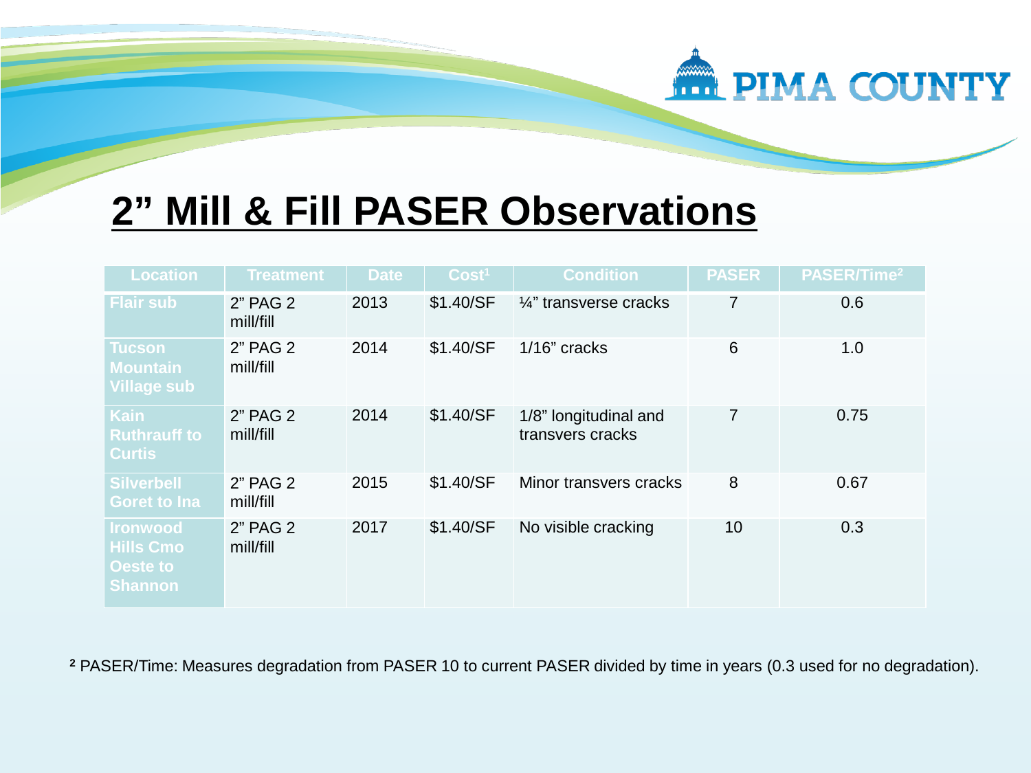## 2" Mill & Fill PASER Observations

| Location | Treatment | Date | Cost[1] | Condition | PASER | PASER/Time[2] |
|---|---|---|---|---|---|---|
| Flair sub | 2" PAG 2 mill/fill | 2013 | $1.40/SF | ¼" transverse cracks | 7 | 0.6 |
| Tucson Mountain Village sub | 2" PAG 2 mill/fill | 2014 | $1.40/SF | 1/16" cracks | 6 | 1.0 |
| Kain Ruthrauff to Curtis | 2" PAG 2 mill/fill | 2014 | $1.40/SF | 1/8" longitudinal and transvers cracks | 7 | 0.75 |
| Silverbell Goret to Ina | 2" PAG 2 mill/fill | 2015 | $1.40/SF | Minor transvers cracks | 8 | 0.67 |
| Ironwood Hills Cmo Oeste to Shannon | 2" PAG 2 mill/fill | 2017 | $1.40/SF | No visible cracking | 10 | 0.3 |

[2] PASER/Time: Measures degradation from PASER 10 to current PASER divided by time in years (0.3 used for no degradation).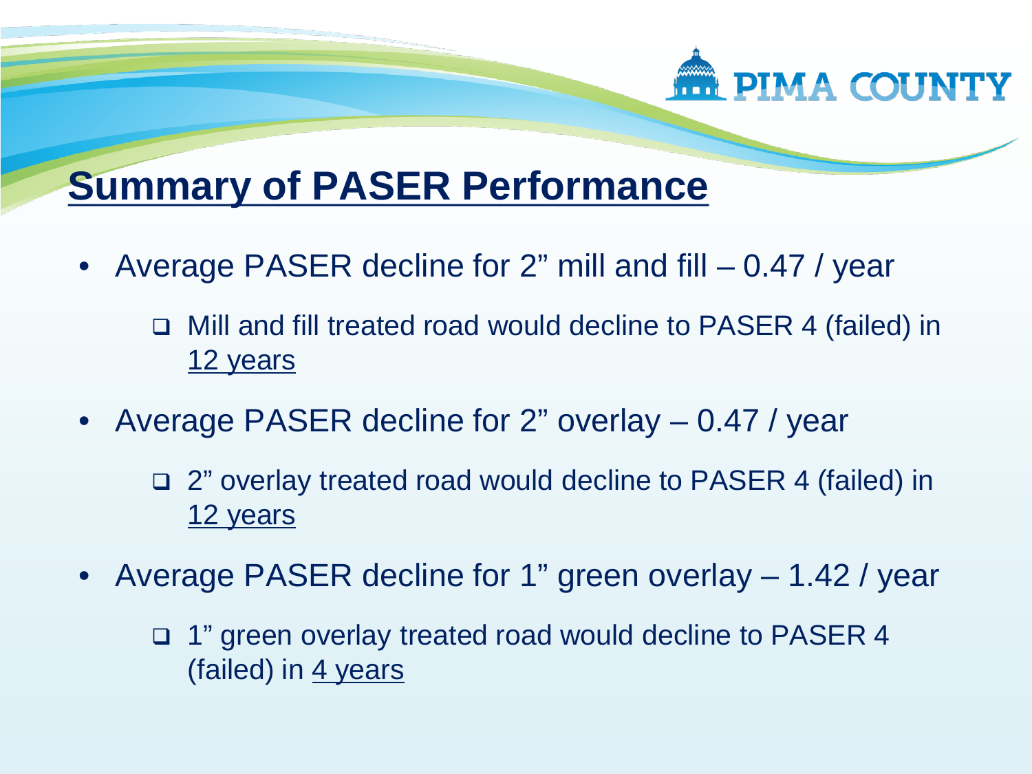# Summary of PASER Performance

- Average PASER decline for 2" mill and fill – 0.47 / year
  - Mill and fill treated road would decline to PASER 4 (failed) in 12 years
- Average PASER decline for 2" overlay – 0.47 / year
  - 2" overlay treated road would decline to PASER 4 (failed) in 12 years
- Average PASER decline for 1" green overlay – 1.42 / year
  - 1" green overlay treated road would decline to PASER 4 (failed) in 4 years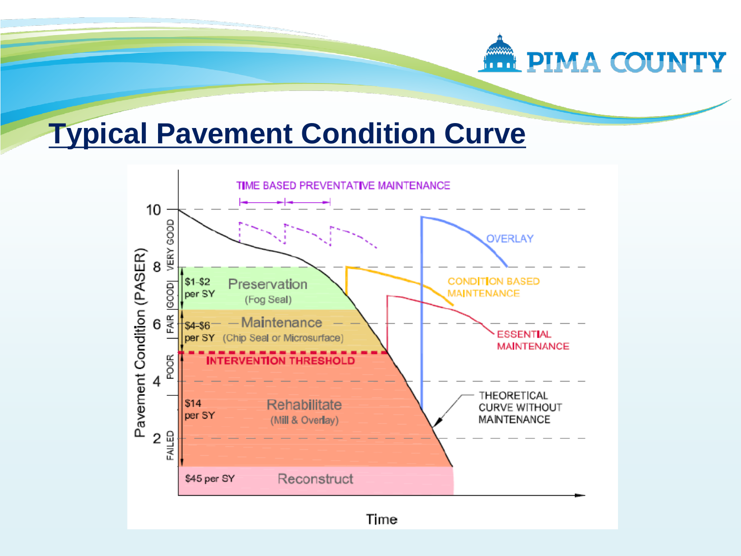# Typical Pavement Condition Curve

TIME BASED PREVENTATIVE MAINTENANCE

Pavement Condition (PASER): 10, 8, 6, 4, 2

VERY GOOD | GOOD | FAIR | POOR | FAILED

$1-$2 per SY — Preservation (Fog Seal)

$4-$6 per SY — Maintenance (Chip Seal or Microsurface)

INTERVENTION THRESHOLD

$14 per SY — Rehabilitate (Mill & Overlay)

$45 per SY — Reconstruct

OVERLAY

CONDITION BASED MAINTENANCE

ESSENTIAL MAINTENANCE

THEORETICAL CURVE WITHOUT MAINTENANCE

Time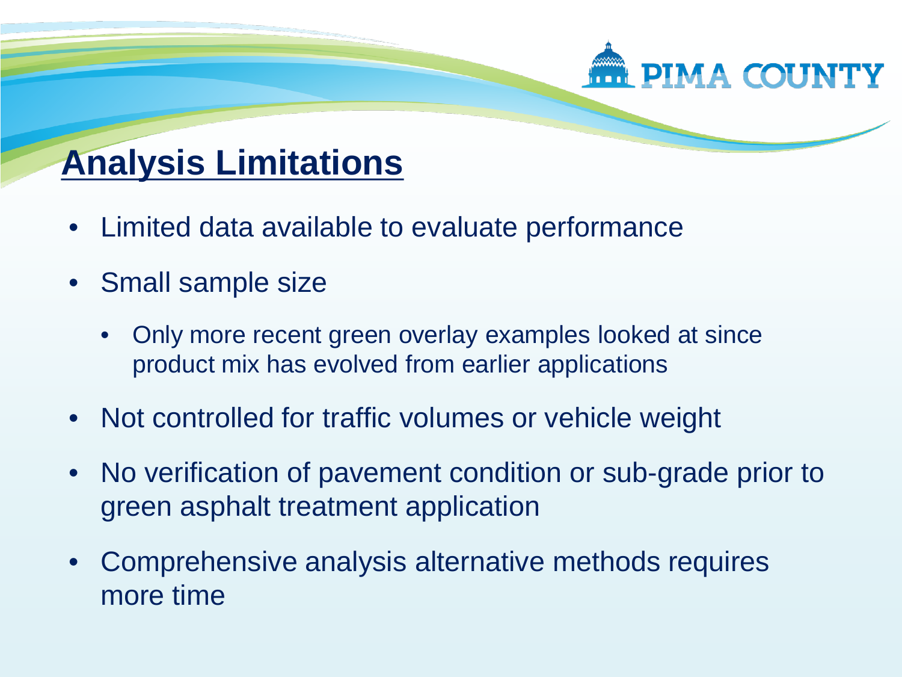## Analysis Limitations

- Limited data available to evaluate performance
- Small sample size
    - Only more recent green overlay examples looked at since product mix has evolved from earlier applications
- Not controlled for traffic volumes or vehicle weight
- No verification of pavement condition or sub-grade prior to green asphalt treatment application
- Comprehensive analysis alternative methods requires more time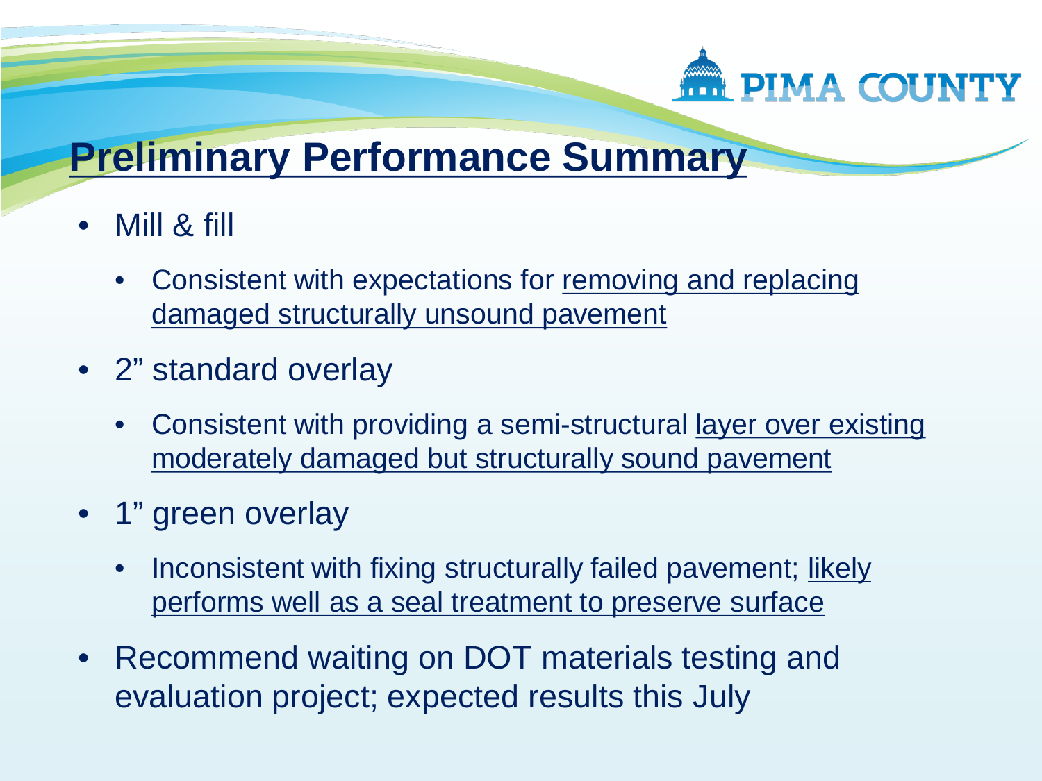# Preliminary Performance Summary

- Mill & fill
  - Consistent with expectations for removing and replacing damaged structurally unsound pavement
- 2" standard overlay
  - Consistent with providing a semi-structural layer over existing moderately damaged but structurally sound pavement
- 1" green overlay
  - Inconsistent with fixing structurally failed pavement; likely performs well as a seal treatment to preserve surface
- Recommend waiting on DOT materials testing and evaluation project; expected results this July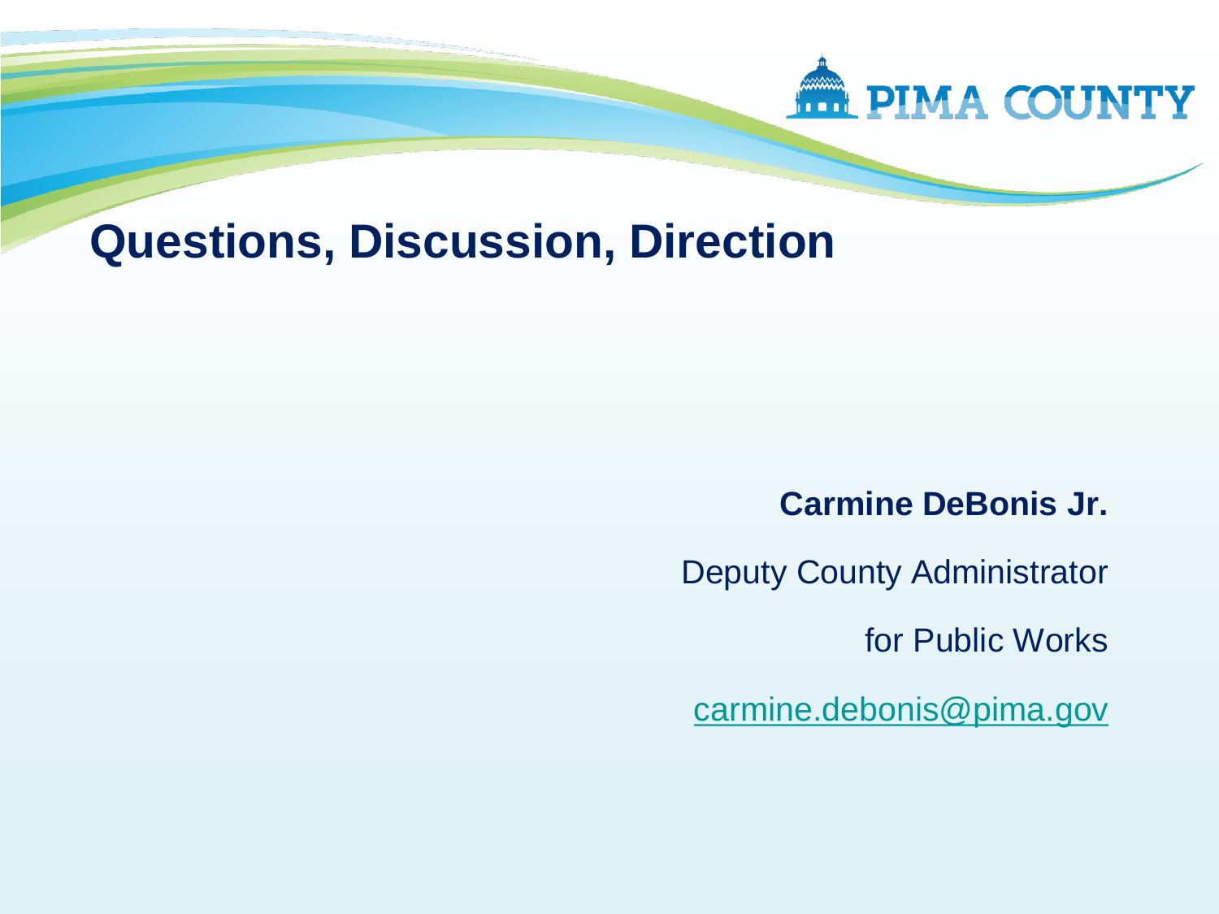# Questions, Discussion, Direction

**Carmine DeBonis Jr.**

Deputy County Administrator

for Public Works

carmine.debonis@pima.gov